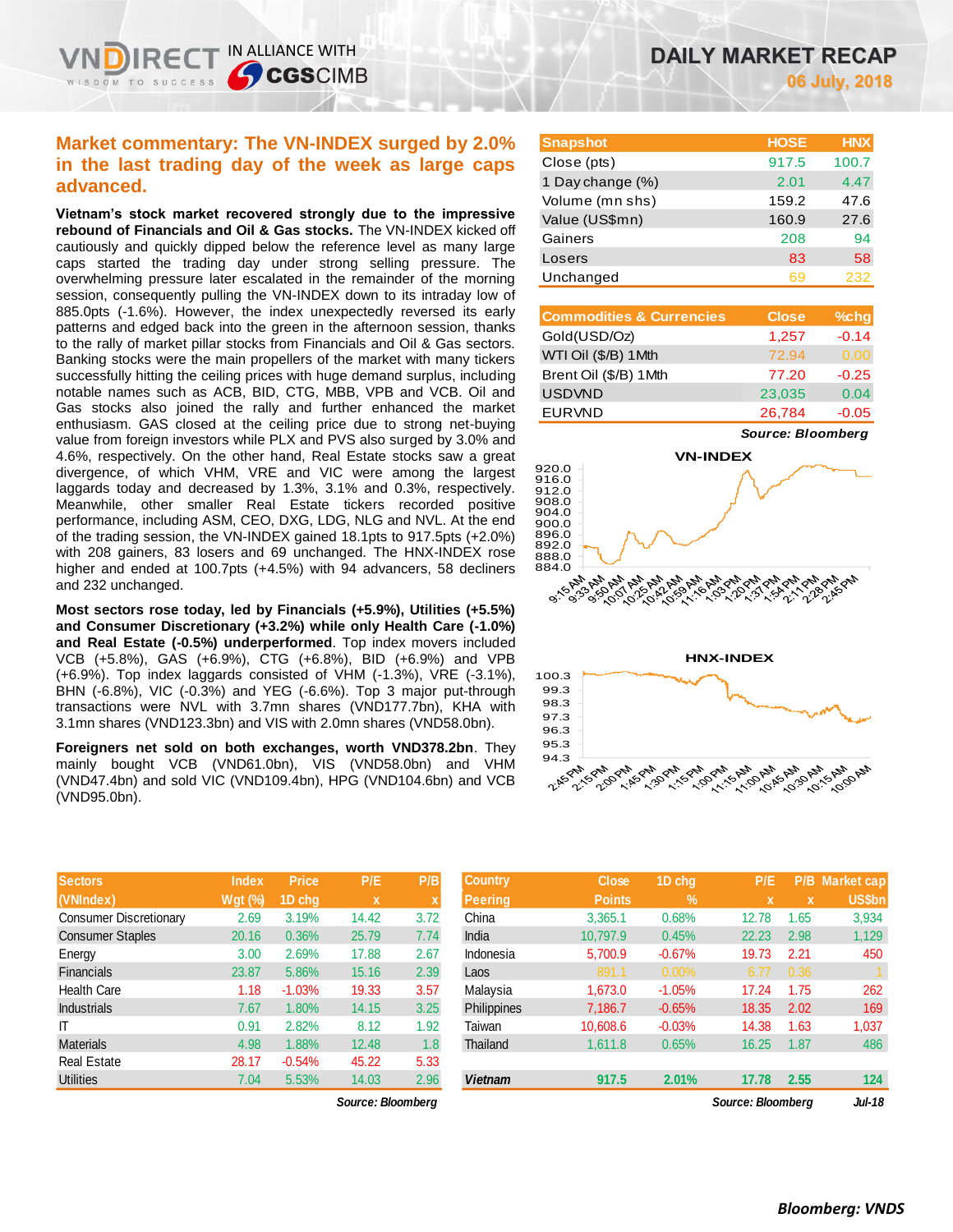# DAILY MARKET RECAP

**06 July, 2018**

## Market commentary: The VN-INDEX surged by 2.0% in the last trading day of the week as large caps advanced.

**Vietnam's stock market recovered strongly due to the impressive rebound of Financials and Oil & Gas stocks.** The VN-INDEX kicked off cautiously and quickly dipped below the reference level as many large caps started the trading day under strong selling pressure. The overwhelming pressure later escalated in the remainder of the morning session, consequently pulling the VN-INDEX down to its intraday low of 885.0pts (-1.6%). However, the index unexpectedly reversed its early patterns and edged back into the green in the afternoon session, thanks to the rally of market pillar stocks from Financials and Oil & Gas sectors. Banking stocks were the main propellers of the market with many tickers successfully hitting the ceiling prices with huge demand surplus, including notable names such as ACB, BID, CTG, MBB, VPB and VCB. Oil and Gas stocks also joined the rally and further enhanced the market enthusiasm. GAS closed at the ceiling price due to strong net-buying value from foreign investors while PLX and PVS also surged by 3.0% and 4.6%, respectively. On the other hand, Real Estate stocks saw a great divergence, of which VHM, VRE and VIC were among the largest laggards today and decreased by 1.3%, 3.1% and 0.3%, respectively. Meanwhile, other smaller Real Estate tickers recorded positive performance, including ASM, CEO, DXG, LDG, NLG and NVL. At the end of the trading session, the VN-INDEX gained 18.1pts to 917.5pts (+2.0%) with 208 gainers, 83 losers and 69 unchanged. The HNX-INDEX rose higher and ended at 100.7pts (+4.5%) with 94 advancers, 58 decliners and 232 unchanged.

**Most sectors rose today, led by Financials (+5.9%), Utilities (+5.5%) and Consumer Discretionary (+3.2%) while only Health Care (-1.0%) and Real Estate (-0.5%) underperformed**. Top index movers included VCB (+5.8%), GAS (+6.9%), CTG (+6.8%), BID (+6.9%) and VPB (+6.9%). Top index laggards consisted of VHM (-1.3%), VRE (-3.1%), BHN (-6.8%), VIC (-0.3%) and YEG (-6.6%). Top 3 major put-through transactions were NVL with 3.7mn shares (VND177.7bn), KHA with 3.1mn shares (VND123.3bn) and VIS with 2.0mn shares (VND58.0bn).

**Foreigners net sold on both exchanges, worth VND378.2bn**. They mainly bought VCB (VND61.0bn), VIS (VND58.0bn) and VHM (VND47.4bn) and sold VIC (VND109.4bn), HPG (VND104.6bn) and VCB (VND95.0bn).

| Snapshot | HOSE | HNX |
|---|---|---|
| Close (pts) | 917.5 | 100.7 |
| 1 Day change (%) | 2.01 | 4.47 |
| Volume (mn shs) | 159.2 | 47.6 |
| Value (US$mn) | 160.9 | 27.6 |
| Gainers | 208 | 94 |
| Losers | 83 | 58 |
| Unchanged | 69 | 232 |

| Commodities & Currencies | Close | %chg |
|---|---|---|
| Gold(USD/Oz) | 1,257 | -0.14 |
| WTI Oil ($/B) 1Mth | 72.94 | 0.00 |
| Brent Oil ($/B) 1Mth | 77.20 | -0.25 |
| USDVND | 23,035 | 0.04 |
| EURVND | 26,784 | -0.05 |

*Source: Bloomberg*

| Sectors (VNIndex) | Index Wgt (%) | Price 1D chg | P/E x | P/B x |
|---|---|---|---|---|
| Consumer Discretionary | 2.69 | 3.19% | 14.42 | 3.72 |
| Consumer Staples | 20.16 | 0.36% | 25.79 | 7.74 |
| Energy | 3.00 | 2.69% | 17.88 | 2.67 |
| Financials | 23.87 | 5.86% | 15.16 | 2.39 |
| Health Care | 1.18 | -1.03% | 19.33 | 3.57 |
| Industrials | 7.67 | 1.80% | 14.15 | 3.25 |
| IT | 0.91 | 2.82% | 8.12 | 1.92 |
| Materials | 4.98 | 1.88% | 12.48 | 1.8 |
| Real Estate | 28.17 | -0.54% | 45.22 | 5.33 |
| Utilities | 7.04 | 5.53% | 14.03 | 2.96 |

*Source: Bloomberg*

| Country Peering | Close Points | 1D chg % | P/E x | P/B x | Market cap US$bn |
|---|---|---|---|---|---|
| China | 3,365.1 | 0.68% | 12.78 | 1.65 | 3,934 |
| India | 10,797.9 | 0.45% | 22.23 | 2.98 | 1,129 |
| Indonesia | 5,700.9 | -0.67% | 19.73 | 2.21 | 450 |
| Laos | 891.1 | 0.00% | 6.77 | 0.36 | 1 |
| Malaysia | 1,673.0 | -1.05% | 17.24 | 1.75 | 262 |
| Philippines | 7,186.7 | -0.65% | 18.35 | 2.02 | 169 |
| Taiwan | 10,608.6 | -0.03% | 14.38 | 1.63 | 1,037 |
| Thailand | 1,611.8 | 0.65% | 16.25 | 1.87 | 486 |
| **Vietnam** | **917.5** | **2.01%** | **17.78** | **2.55** | **124** |

*Source: Bloomberg* *Jul-18*

**Bloomberg: VNDS**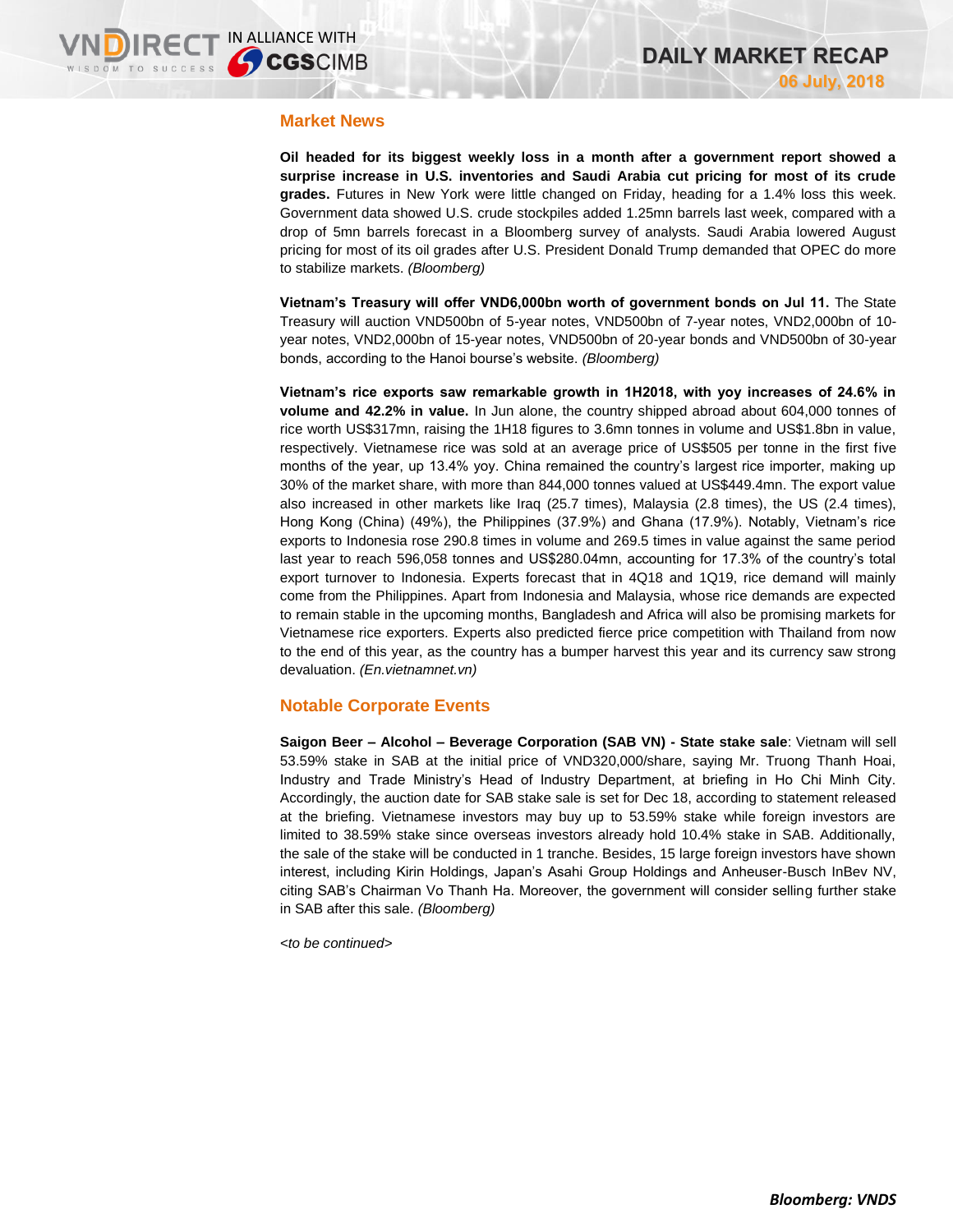## Market News

**Oil headed for its biggest weekly loss in a month after a government report showed a surprise increase in U.S. inventories and Saudi Arabia cut pricing for most of its crude grades.** Futures in New York were little changed on Friday, heading for a 1.4% loss this week. Government data showed U.S. crude stockpiles added 1.25mn barrels last week, compared with a drop of 5mn barrels forecast in a Bloomberg survey of analysts. Saudi Arabia lowered August pricing for most of its oil grades after U.S. President Donald Trump demanded that OPEC do more to stabilize markets. *(Bloomberg)*

**Vietnam's Treasury will offer VND6,000bn worth of government bonds on Jul 11.** The State Treasury will auction VND500bn of 5-year notes, VND500bn of 7-year notes, VND2,000bn of 10-year notes, VND2,000bn of 15-year notes, VND500bn of 20-year bonds and VND500bn of 30-year bonds, according to the Hanoi bourse's website. *(Bloomberg)*

**Vietnam's rice exports saw remarkable growth in 1H2018, with yoy increases of 24.6% in volume and 42.2% in value.** In Jun alone, the country shipped abroad about 604,000 tonnes of rice worth US$317mn, raising the 1H18 figures to 3.6mn tonnes in volume and US$1.8bn in value, respectively. Vietnamese rice was sold at an average price of US$505 per tonne in the first five months of the year, up 13.4% yoy. China remained the country's largest rice importer, making up 30% of the market share, with more than 844,000 tonnes valued at US$449.4mn. The export value also increased in other markets like Iraq (25.7 times), Malaysia (2.8 times), the US (2.4 times), Hong Kong (China) (49%), the Philippines (37.9%) and Ghana (17.9%). Notably, Vietnam's rice exports to Indonesia rose 290.8 times in volume and 269.5 times in value against the same period last year to reach 596,058 tonnes and US$280.04mn, accounting for 17.3% of the country's total export turnover to Indonesia. Experts forecast that in 4Q18 and 1Q19, rice demand will mainly come from the Philippines. Apart from Indonesia and Malaysia, whose rice demands are expected to remain stable in the upcoming months, Bangladesh and Africa will also be promising markets for Vietnamese rice exporters. Experts also predicted fierce price competition with Thailand from now to the end of this year, as the country has a bumper harvest this year and its currency saw strong devaluation. *(En.vietnamnet.vn)*

## Notable Corporate Events

**Saigon Beer – Alcohol – Beverage Corporation (SAB VN) - State stake sale**: Vietnam will sell 53.59% stake in SAB at the initial price of VND320,000/share, saying Mr. Truong Thanh Hoai, Industry and Trade Ministry's Head of Industry Department, at briefing in Ho Chi Minh City. Accordingly, the auction date for SAB stake sale is set for Dec 18, according to statement released at the briefing. Vietnamese investors may buy up to 53.59% stake while foreign investors are limited to 38.59% stake since overseas investors already hold 10.4% stake in SAB. Additionally, the sale of the stake will be conducted in 1 tranche. Besides, 15 large foreign investors have shown interest, including Kirin Holdings, Japan's Asahi Group Holdings and Anheuser-Busch InBev NV, citing SAB's Chairman Vo Thanh Ha. Moreover, the government will consider selling further stake in SAB after this sale. *(Bloomberg)*

*<to be continued>*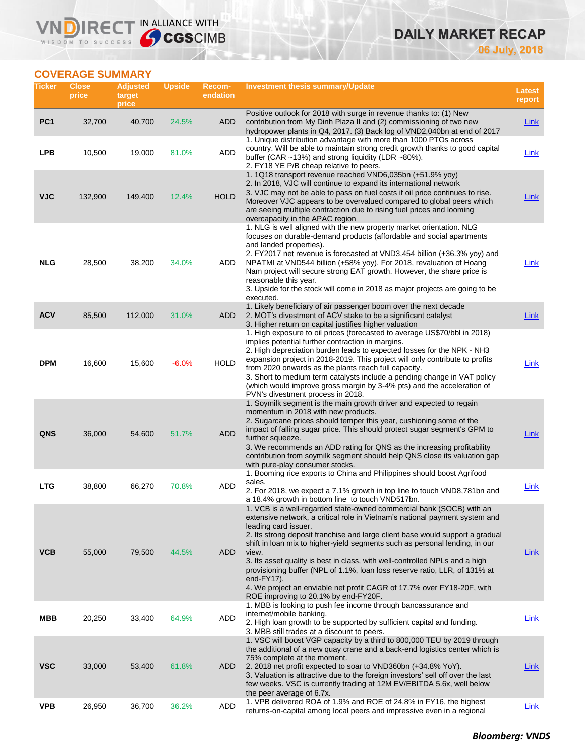## COVERAGE SUMMARY

| Ticker | Close price | Adjusted target price | Upside | Recom-endation | Investment thesis summary/Update | Latest report |
|---|---|---|---|---|---|---|
| PC1 | 32,700 | 40,700 | 24.5% | ADD | Positive outlook for 2018 with surge in revenue thanks to: (1) New contribution from My Dinh Plaza II and (2) commissioning of two new hydropower plants in Q4, 2017. (3) Back log of VND2,040bn at end of 2017 | Link |
| LPB | 10,500 | 19,000 | 81.0% | ADD | 1. Unique distribution advantage with more than 1000 PTOs across country. Will be able to maintain strong credit growth thanks to good capital buffer (CAR ~13%) and strong liquidity (LDR ~80%).<br>2. FY18 YE P/B cheap relative to peers. | Link |
| VJC | 132,900 | 149,400 | 12.4% | HOLD | 1. 1Q18 transport revenue reached VND6,035bn (+51.9% yoy)<br>2. In 2018, VJC will continue to expand its international network<br>3. VJC may not be able to pass on fuel costs if oil price continues to rise. Moreover VJC appears to be overvalued compared to global peers which are seeing multiple contraction due to rising fuel prices and looming overcapacity in the APAC region | Link |
| NLG | 28,500 | 38,200 | 34.0% | ADD | 1. NLG is well aligned with the new property market orientation. NLG focuses on durable-demand products (affordable and social apartments and landed properties).<br>2. FY2017 net revenue is forecasted at VND3,454 billion (+36.3% yoy) and NPATMI at VND544 billion (+58% yoy). For 2018, revaluation of Hoang Nam project will secure strong EAT growth. However, the share price is reasonable this year.<br>3. Upside for the stock will come in 2018 as major projects are going to be executed. | Link |
| ACV | 85,500 | 112,000 | 31.0% | ADD | 1. Likely beneficiary of air passenger boom over the next decade<br>2. MOT's divestment of ACV stake to be a significant catalyst<br>3. Higher return on capital justifies higher valuation | Link |
| DPM | 16,600 | 15,600 | -6.0% | HOLD | 1. High exposure to oil prices (forecasted to average US$70/bbl in 2018) implies potential further contraction in margins.<br>2. High depreciation burden leads to expected losses for the NPK - NH3 expansion project in 2018-2019. This project will only contribute to profits from 2020 onwards as the plants reach full capacity.<br>3. Short to medium term catalysts include a pending change in VAT policy (which would improve gross margin by 3-4% pts) and the acceleration of PVN's divestment process in 2018. | Link |
| QNS | 36,000 | 54,600 | 51.7% | ADD | 1. Soymilk segment is the main growth driver and expected to regain momentum in 2018 with new products.<br>2. Sugarcane prices should temper this year, cushioning some of the impact of falling sugar price. This should protect sugar segment's GPM to further squeeze.<br>3. We recommends an ADD rating for QNS as the increasing profitability contribution from soymilk segment should help QNS close its valuation gap with pure-play consumer stocks. | Link |
| LTG | 38,800 | 66,270 | 70.8% | ADD | 1. Booming rice exports to China and Philippines should boost Agrifood sales.<br>2. For 2018, we expect a 7.1% growth in top line to touch VND8,781bn and a 18.4% growth in bottom line to touch VND517bn. | Link |
| VCB | 55,000 | 79,500 | 44.5% | ADD | 1. VCB is a well-regarded state-owned commercial bank (SOCB) with an extensive network, a critical role in Vietnam's national payment system and leading card issuer.<br>2. Its strong deposit franchise and large client base would support a gradual shift in loan mix to higher-yield segments such as personal lending, in our view.<br>3. Its asset quality is best in class, with well-controlled NPLs and a high provisioning buffer (NPL of 1.1%, loan loss reserve ratio, LLR, of 131% at end-FY17).<br>4. We project an enviable net profit CAGR of 17.7% over FY18-20F, with ROE improving to 20.1% by end-FY20F. | Link |
| MBB | 20,250 | 33,400 | 64.9% | ADD | 1. MBB is looking to push fee income through bancassurance and internet/mobile banking.<br>2. High loan growth to be supported by sufficient capital and funding.<br>3. MBB still trades at a discount to peers. | Link |
| VSC | 33,000 | 53,400 | 61.8% | ADD | 1. VSC will boost VGP capacity by a third to 800,000 TEU by 2019 through the additional of a new quay crane and a back-end logistics center which is 75% complete at the moment.<br>2. 2018 net profit expected to soar to VND360bn (+34.8% YoY).<br>3. Valuation is attractive due to the foreign investors' sell off over the last few weeks. VSC is currently trading at 12M EV/EBITDA 5.6x, well below the peer average of 6.7x. | Link |
| VPB | 26,950 | 36,700 | 36.2% | ADD | 1. VPB delivered ROA of 1.9% and ROE of 24.8% in FY16, the highest returns-on-capital among local peers and impressive even in a regional | Link |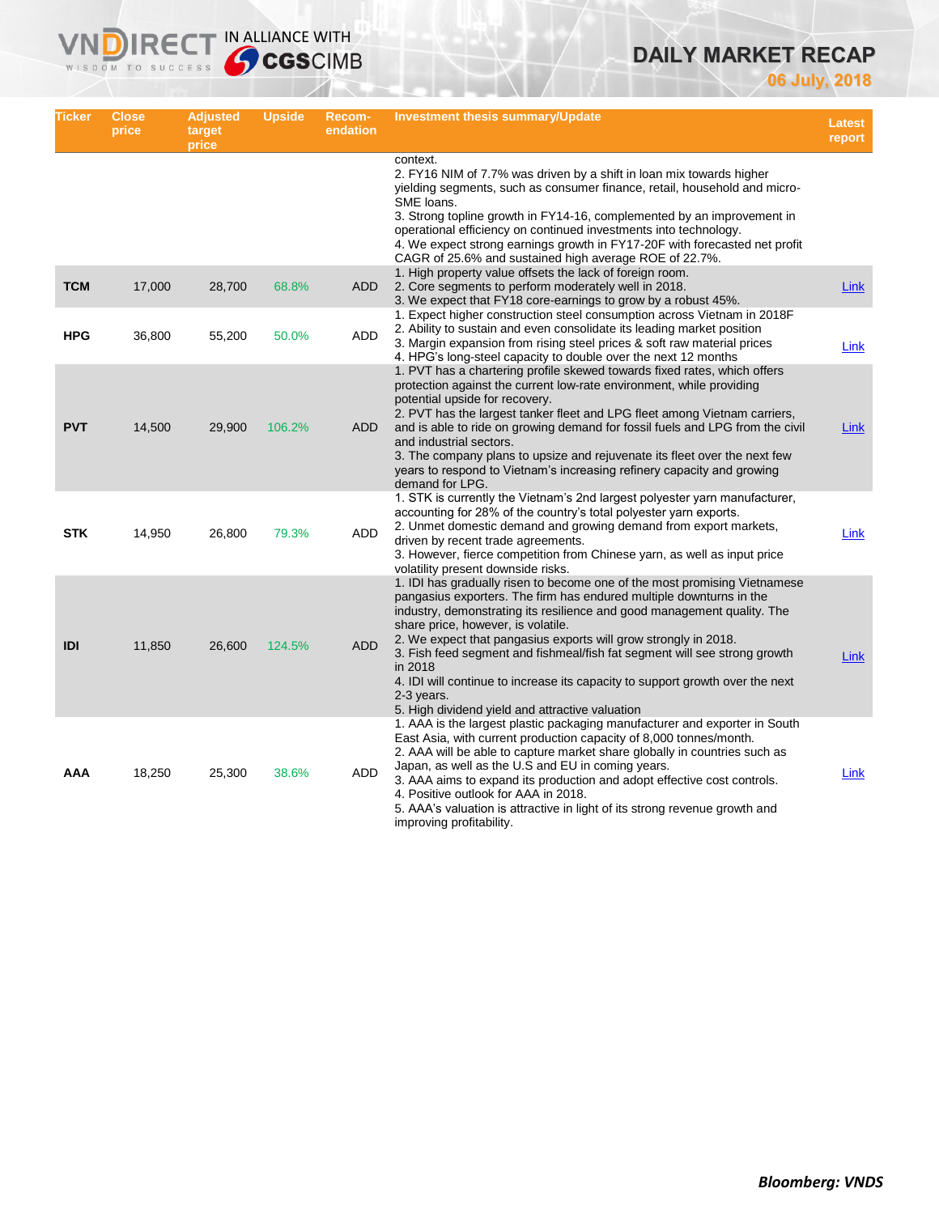| Ticker | Close price | Adjusted target price | Upside | Recom-endation | Investment thesis summary/Update | Latest report |
|---|---|---|---|---|---|---|
| | | | | | context.<br>2. FY16 NIM of 7.7% was driven by a shift in loan mix towards higher yielding segments, such as consumer finance, retail, household and micro-SME loans.<br>3. Strong topline growth in FY14-16, complemented by an improvement in operational efficiency on continued investments into technology.<br>4. We expect strong earnings growth in FY17-20F with forecasted net profit CAGR of 25.6% and sustained high average ROE of 22.7%. | |
| **TCM** | 17,000 | 28,700 | 68.8% | ADD | 1. High property value offsets the lack of foreign room.<br>2. Core segments to perform moderately well in 2018.<br>3. We expect that FY18 core-earnings to grow by a robust 45%. | Link |
| **HPG** | 36,800 | 55,200 | 50.0% | ADD | 1. Expect higher construction steel consumption across Vietnam in 2018F<br>2. Ability to sustain and even consolidate its leading market position<br>3. Margin expansion from rising steel prices & soft raw material prices<br>4. HPG's long-steel capacity to double over the next 12 months | Link |
| **PVT** | 14,500 | 29,900 | 106.2% | ADD | 1. PVT has a chartering profile skewed towards fixed rates, which offers protection against the current low-rate environment, while providing potential upside for recovery.<br>2. PVT has the largest tanker fleet and LPG fleet among Vietnam carriers, and is able to ride on growing demand for fossil fuels and LPG from the civil and industrial sectors.<br>3. The company plans to upsize and rejuvenate its fleet over the next few years to respond to Vietnam's increasing refinery capacity and growing demand for LPG. | Link |
| **STK** | 14,950 | 26,800 | 79.3% | ADD | 1. STK is currently the Vietnam's 2nd largest polyester yarn manufacturer, accounting for 28% of the country's total polyester yarn exports.<br>2. Unmet domestic demand and growing demand from export markets, driven by recent trade agreements.<br>3. However, fierce competition from Chinese yarn, as well as input price volatility present downside risks. | Link |
| **IDI** | 11,850 | 26,600 | 124.5% | ADD | 1. IDI has gradually risen to become one of the most promising Vietnamese pangasius exporters. The firm has endured multiple downturns in the industry, demonstrating its resilience and good management quality. The share price, however, is volatile.<br>2. We expect that pangasius exports will grow strongly in 2018.<br>3. Fish feed segment and fishmeal/fish fat segment will see strong growth in 2018<br>4. IDI will continue to increase its capacity to support growth over the next 2-3 years.<br>5. High dividend yield and attractive valuation | Link |
| **AAA** | 18,250 | 25,300 | 38.6% | ADD | 1. AAA is the largest plastic packaging manufacturer and exporter in South East Asia, with current production capacity of 8,000 tonnes/month.<br>2. AAA will be able to capture market share globally in countries such as Japan, as well as the U.S and EU in coming years.<br>3. AAA aims to expand its production and adopt effective cost controls.<br>4. Positive outlook for AAA in 2018.<br>5. AAA's valuation is attractive in light of its strong revenue growth and improving profitability. | Link |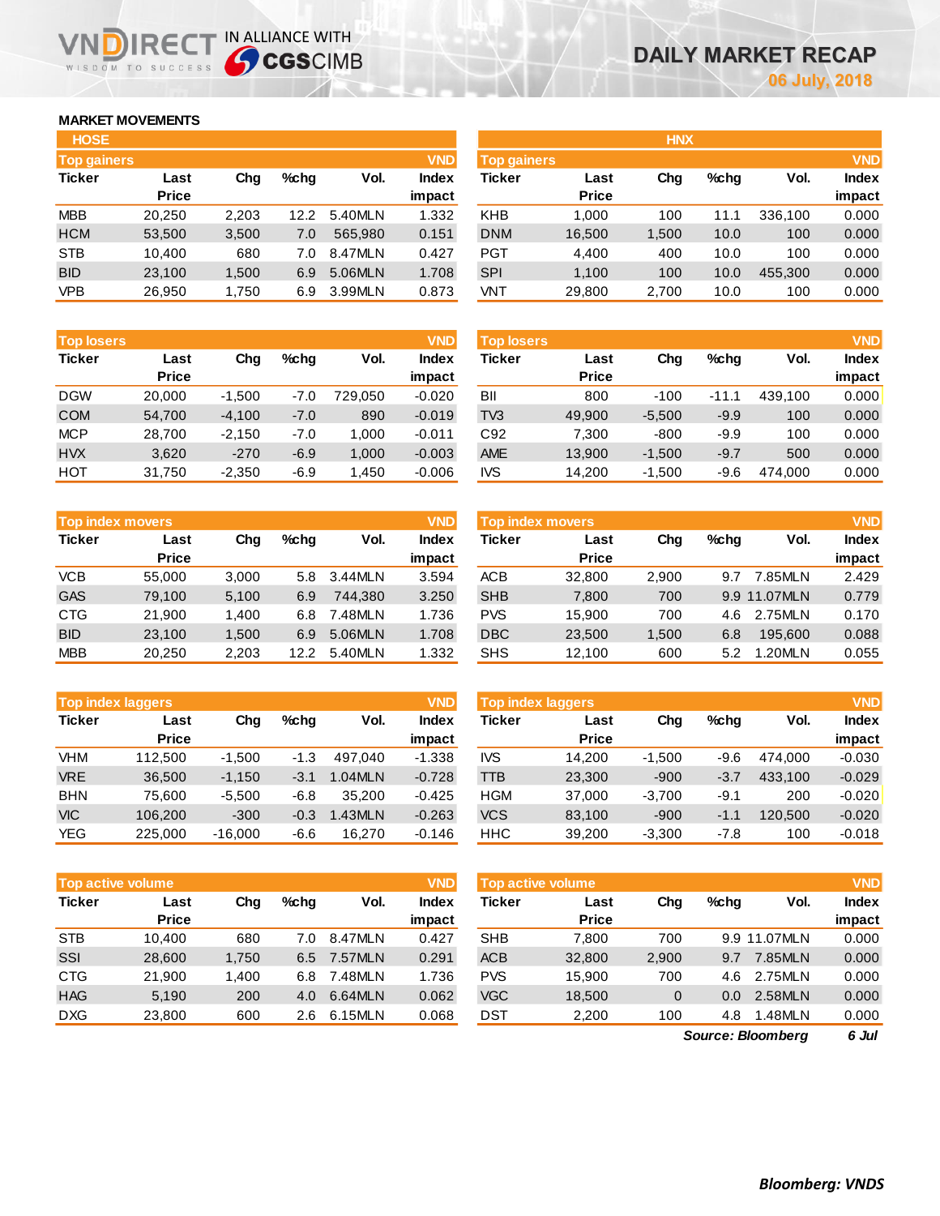# DAILY MARKET RECAP

**06 July, 2018**

## MARKET MOVEMENTS

### HOSE

**Top gainers** (VND)

| Ticker | Last Price | Chg | %chg | Vol. | Index impact |
|---|---|---|---|---|---|
| MBB | 20,250 | 2,203 | 12.2 | 5.40MLN | 1.332 |
| HCM | 53,500 | 3,500 | 7.0 | 565,980 | 0.151 |
| STB | 10,400 | 680 | 7.0 | 8.47MLN | 0.427 |
| BID | 23,100 | 1,500 | 6.9 | 5.06MLN | 1.708 |
| VPB | 26,950 | 1,750 | 6.9 | 3.99MLN | 0.873 |

**Top losers** (VND)

| Ticker | Last Price | Chg | %chg | Vol. | Index impact |
|---|---|---|---|---|---|
| DGW | 20,000 | -1,500 | -7.0 | 729,050 | -0.020 |
| COM | 54,700 | -4,100 | -7.0 | 890 | -0.019 |
| MCP | 28,700 | -2,150 | -7.0 | 1,000 | -0.011 |
| HVX | 3,620 | -270 | -6.9 | 1,000 | -0.003 |
| HOT | 31,750 | -2,350 | -6.9 | 1,450 | -0.006 |

**Top index movers** (VND)

| Ticker | Last Price | Chg | %chg | Vol. | Index impact |
|---|---|---|---|---|---|
| VCB | 55,000 | 3,000 | 5.8 | 3.44MLN | 3.594 |
| GAS | 79,100 | 5,100 | 6.9 | 744,380 | 3.250 |
| CTG | 21,900 | 1,400 | 6.8 | 7.48MLN | 1.736 |
| BID | 23,100 | 1,500 | 6.9 | 5.06MLN | 1.708 |
| MBB | 20,250 | 2,203 | 12.2 | 5.40MLN | 1.332 |

**Top index laggers** (VND)

| Ticker | Last Price | Chg | %chg | Vol. | Index impact |
|---|---|---|---|---|---|
| VHM | 112,500 | -1,500 | -1.3 | 497,040 | -1.338 |
| VRE | 36,500 | -1,150 | -3.1 | 1.04MLN | -0.728 |
| BHN | 75,600 | -5,500 | -6.8 | 35,200 | -0.425 |
| VIC | 106,200 | -300 | -0.3 | 1.43MLN | -0.263 |
| YEG | 225,000 | -16,000 | -6.6 | 16,270 | -0.146 |

**Top active volume** (VND)

| Ticker | Last Price | Chg | %chg | Vol. | Index impact |
|---|---|---|---|---|---|
| STB | 10,400 | 680 | 7.0 | 8.47MLN | 0.427 |
| SSI | 28,600 | 1,750 | 6.5 | 7.57MLN | 0.291 |
| CTG | 21,900 | 1,400 | 6.8 | 7.48MLN | 1.736 |
| HAG | 5,190 | 200 | 4.0 | 6.64MLN | 0.062 |
| DXG | 23,800 | 600 | 2.6 | 6.15MLN | 0.068 |

### HNX

**Top gainers** (VND)

| Ticker | Last Price | Chg | %chg | Vol. | Index impact |
|---|---|---|---|---|---|
| KHB | 1,000 | 100 | 11.1 | 336,100 | 0.000 |
| DNM | 16,500 | 1,500 | 10.0 | 100 | 0.000 |
| PGT | 4,400 | 400 | 10.0 | 100 | 0.000 |
| SPI | 1,100 | 100 | 10.0 | 455,300 | 0.000 |
| VNT | 29,800 | 2,700 | 10.0 | 100 | 0.000 |

**Top losers** (VND)

| Ticker | Last Price | Chg | %chg | Vol. | Index impact |
|---|---|---|---|---|---|
| BII | 800 | -100 | -11.1 | 439,100 | 0.000 |
| TV3 | 49,900 | -5,500 | -9.9 | 100 | 0.000 |
| C92 | 7,300 | -800 | -9.9 | 100 | 0.000 |
| AME | 13,900 | -1,500 | -9.7 | 500 | 0.000 |
| IVS | 14,200 | -1,500 | -9.6 | 474,000 | 0.000 |

**Top index movers** (VND)

| Ticker | Last Price | Chg | %chg | Vol. | Index impact |
|---|---|---|---|---|---|
| ACB | 32,800 | 2,900 | 9.7 | 7.85MLN | 2.429 |
| SHB | 7,800 | 700 | 9.9 | 11.07MLN | 0.779 |
| PVS | 15,900 | 700 | 4.6 | 2.75MLN | 0.170 |
| DBC | 23,500 | 1,500 | 6.8 | 195,600 | 0.088 |
| SHS | 12,100 | 600 | 5.2 | 1.20MLN | 0.055 |

**Top index laggers** (VND)

| Ticker | Last Price | Chg | %chg | Vol. | Index impact |
|---|---|---|---|---|---|
| IVS | 14,200 | -1,500 | -9.6 | 474,000 | -0.030 |
| TTB | 23,300 | -900 | -3.7 | 433,100 | -0.029 |
| HGM | 37,000 | -3,700 | -9.1 | 200 | -0.020 |
| VCS | 83,100 | -900 | -1.1 | 120,500 | -0.020 |
| HHC | 39,200 | -3,300 | -7.8 | 100 | -0.018 |

**Top active volume** (VND)

| Ticker | Last Price | Chg | %chg | Vol. | Index impact |
|---|---|---|---|---|---|
| SHB | 7,800 | 700 | 9.9 | 11.07MLN | 0.000 |
| ACB | 32,800 | 2,900 | 9.7 | 7.85MLN | 0.000 |
| PVS | 15,900 | 700 | 4.6 | 2.75MLN | 0.000 |
| VGC | 18,500 | 0 | 0.0 | 2.58MLN | 0.000 |
| DST | 2,200 | 100 | 4.8 | 1.48MLN | 0.000 |

*Source: Bloomberg* *6 Jul*

***Bloomberg: VNDS***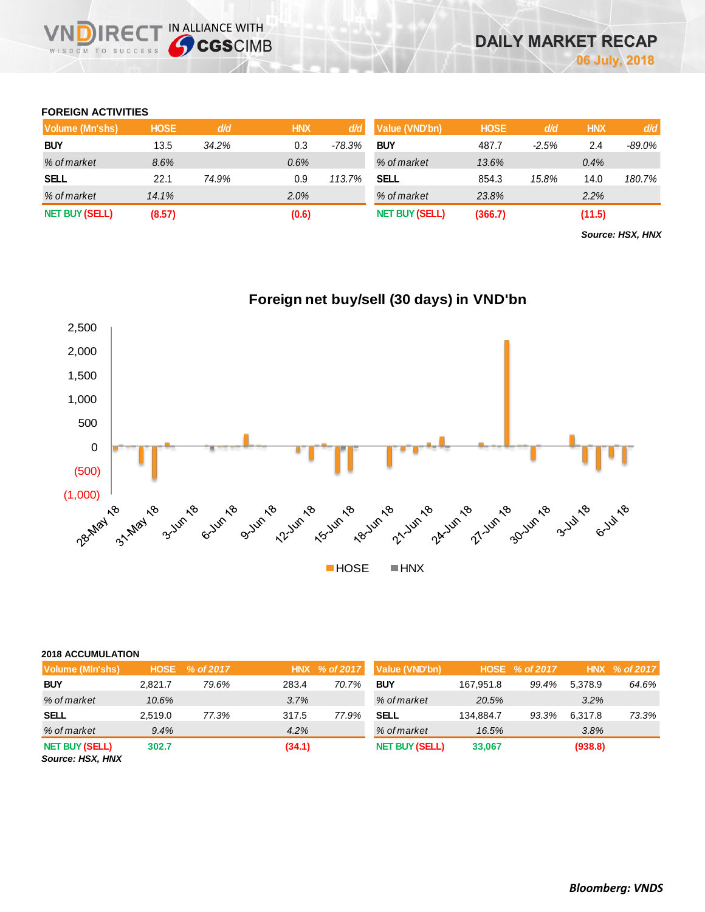# DAILY MARKET RECAP

06 July, 2018

## FOREIGN ACTIVITIES

| Volume (Mn'shs) | HOSE | d/d | HNX | d/d |
|---|---|---|---|---|
| BUY | 13.5 | 34.2% | 0.3 | -78.3% |
| % of market | 8.6% | | 0.6% | |
| SELL | 22.1 | 74.9% | 0.9 | 113.7% |
| % of market | 14.1% | | 2.0% | |
| NET BUY (SELL) | (8.57) | | (0.6) | |

| Value (VND'bn) | HOSE | d/d | HNX | d/d |
|---|---|---|---|---|
| BUY | 487.7 | -2.5% | 2.4 | -89.0% |
| % of market | 13.6% | | 0.4% | |
| SELL | 854.3 | 15.8% | 14.0 | 180.7% |
| % of market | 23.8% | | 2.2% | |
| NET BUY (SELL) | (366.7) | | (11.5) | |

*Source: HSX, HNX*

**Foreign net buy/sell (30 days) in VND'bn**

## 2018 ACCUMULATION

| Volume (Mln'shs) | HOSE | % of 2017 | HNX | % of 2017 |
|---|---|---|---|---|
| BUY | 2,821.7 | 79.6% | 283.4 | 70.7% |
| % of market | 10.6% | | 3.7% | |
| SELL | 2,519.0 | 77.3% | 317.5 | 77.9% |
| % of market | 9.4% | | 4.2% | |
| NET BUY (SELL) | 302.7 | | (34.1) | |

| Value (VND'bn) | HOSE | % of 2017 | HNX | % of 2017 |
|---|---|---|---|---|
| BUY | 167,951.8 | 99.4% | 5,378.9 | 64.6% |
| % of market | 20.5% | | 3.2% | |
| SELL | 134,884.7 | 93.3% | 6,317.8 | 73.3% |
| % of market | 16.5% | | 3.8% | |
| NET BUY (SELL) | 33,067 | | (938.8) | |

*Source: HSX, HNX*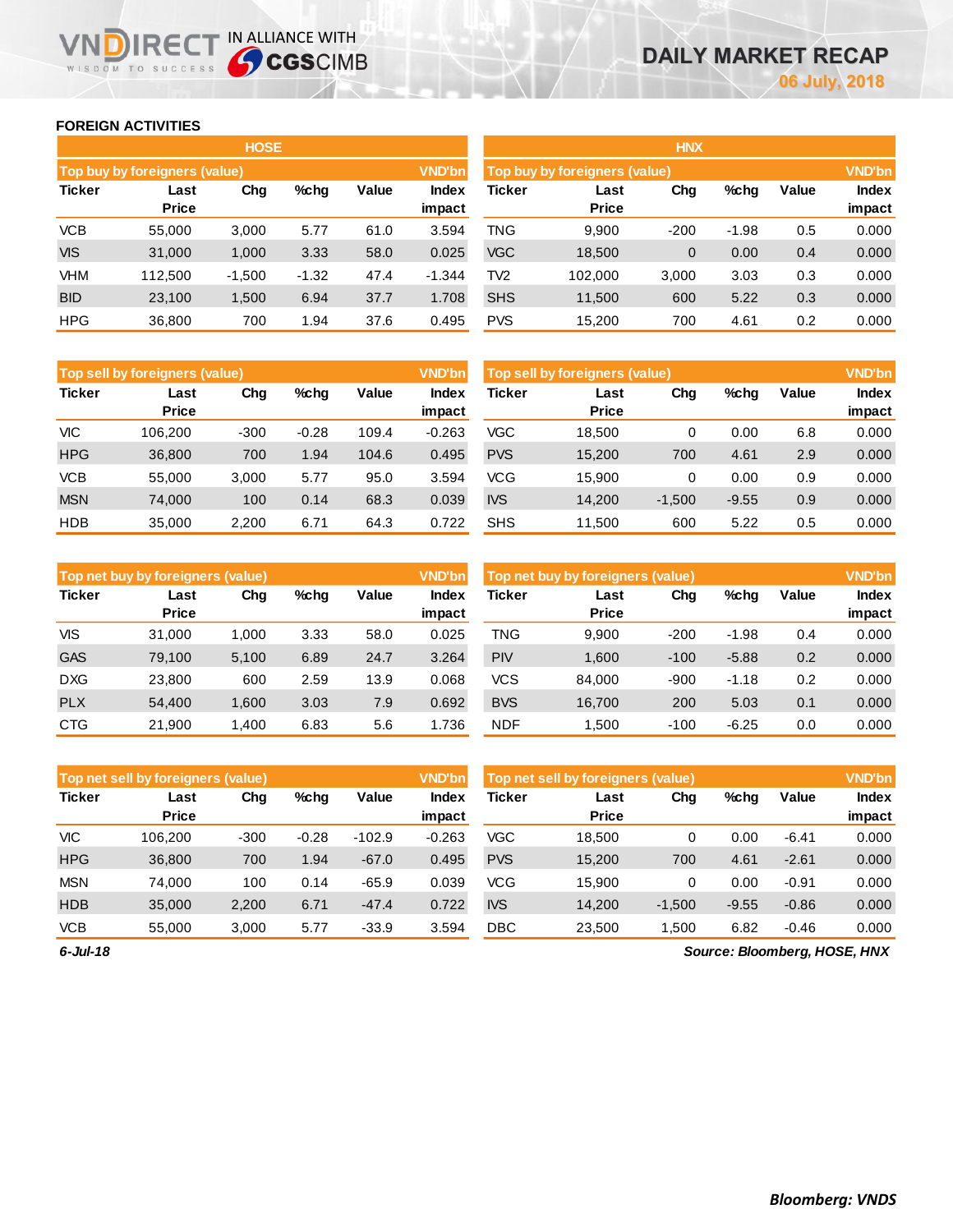## FOREIGN ACTIVITIES

### HOSE

| Top buy by foreigners (value) | | | | | VND'bn |
|---|---|---|---|---|---|
| Ticker | Last Price | Chg | %chg | Value | Index impact |
| VCB | 55,000 | 3,000 | 5.77 | 61.0 | 3.594 |
| VIS | 31,000 | 1,000 | 3.33 | 58.0 | 0.025 |
| VHM | 112,500 | -1,500 | -1.32 | 47.4 | -1.344 |
| BID | 23,100 | 1,500 | 6.94 | 37.7 | 1.708 |
| HPG | 36,800 | 700 | 1.94 | 37.6 | 0.495 |

| Top sell by foreigners (value) | | | | | VND'bn |
|---|---|---|---|---|---|
| Ticker | Last Price | Chg | %chg | Value | Index impact |
| VIC | 106,200 | -300 | -0.28 | 109.4 | -0.263 |
| HPG | 36,800 | 700 | 1.94 | 104.6 | 0.495 |
| VCB | 55,000 | 3,000 | 5.77 | 95.0 | 3.594 |
| MSN | 74,000 | 100 | 0.14 | 68.3 | 0.039 |
| HDB | 35,000 | 2,200 | 6.71 | 64.3 | 0.722 |

| Top net buy by foreigners (value) | | | | | VND'bn |
|---|---|---|---|---|---|
| Ticker | Last Price | Chg | %chg | Value | Index impact |
| VIS | 31,000 | 1,000 | 3.33 | 58.0 | 0.025 |
| GAS | 79,100 | 5,100 | 6.89 | 24.7 | 3.264 |
| DXG | 23,800 | 600 | 2.59 | 13.9 | 0.068 |
| PLX | 54,400 | 1,600 | 3.03 | 7.9 | 0.692 |
| CTG | 21,900 | 1,400 | 6.83 | 5.6 | 1.736 |

| Top net sell by foreigners (value) | | | | | VND'bn |
|---|---|---|---|---|---|
| Ticker | Last Price | Chg | %chg | Value | Index impact |
| VIC | 106,200 | -300 | -0.28 | -102.9 | -0.263 |
| HPG | 36,800 | 700 | 1.94 | -67.0 | 0.495 |
| MSN | 74,000 | 100 | 0.14 | -65.9 | 0.039 |
| HDB | 35,000 | 2,200 | 6.71 | -47.4 | 0.722 |
| VCB | 55,000 | 3,000 | 5.77 | -33.9 | 3.594 |

### HNX

| Top buy by foreigners (value) | | | | | VND'bn |
|---|---|---|---|---|---|
| Ticker | Last Price | Chg | %chg | Value | Index impact |
| TNG | 9,900 | -200 | -1.98 | 0.5 | 0.000 |
| VGC | 18,500 | 0 | 0.00 | 0.4 | 0.000 |
| TV2 | 102,000 | 3,000 | 3.03 | 0.3 | 0.000 |
| SHS | 11,500 | 600 | 5.22 | 0.3 | 0.000 |
| PVS | 15,200 | 700 | 4.61 | 0.2 | 0.000 |

| Top sell by foreigners (value) | | | | | VND'bn |
|---|---|---|---|---|---|
| Ticker | Last Price | Chg | %chg | Value | Index impact |
| VGC | 18,500 | 0 | 0.00 | 6.8 | 0.000 |
| PVS | 15,200 | 700 | 4.61 | 2.9 | 0.000 |
| VCG | 15,900 | 0 | 0.00 | 0.9 | 0.000 |
| IVS | 14,200 | -1,500 | -9.55 | 0.9 | 0.000 |
| SHS | 11,500 | 600 | 5.22 | 0.5 | 0.000 |

| Top net buy by foreigners (value) | | | | | VND'bn |
|---|---|---|---|---|---|
| Ticker | Last Price | Chg | %chg | Value | Index impact |
| TNG | 9,900 | -200 | -1.98 | 0.4 | 0.000 |
| PIV | 1,600 | -100 | -5.88 | 0.2 | 0.000 |
| VCS | 84,000 | -900 | -1.18 | 0.2 | 0.000 |
| BVS | 16,700 | 200 | 5.03 | 0.1 | 0.000 |
| NDF | 1,500 | -100 | -6.25 | 0.0 | 0.000 |

| Top net sell by foreigners (value) | | | | | VND'bn |
|---|---|---|---|---|---|
| Ticker | Last Price | Chg | %chg | Value | Index impact |
| VGC | 18,500 | 0 | 0.00 | -6.41 | 0.000 |
| PVS | 15,200 | 700 | 4.61 | -2.61 | 0.000 |
| VCG | 15,900 | 0 | 0.00 | -0.91 | 0.000 |
| IVS | 14,200 | -1,500 | -9.55 | -0.86 | 0.000 |
| DBC | 23,500 | 1,500 | 6.82 | -0.46 | 0.000 |

*6-Jul-18*

*Source: Bloomberg, HOSE, HNX*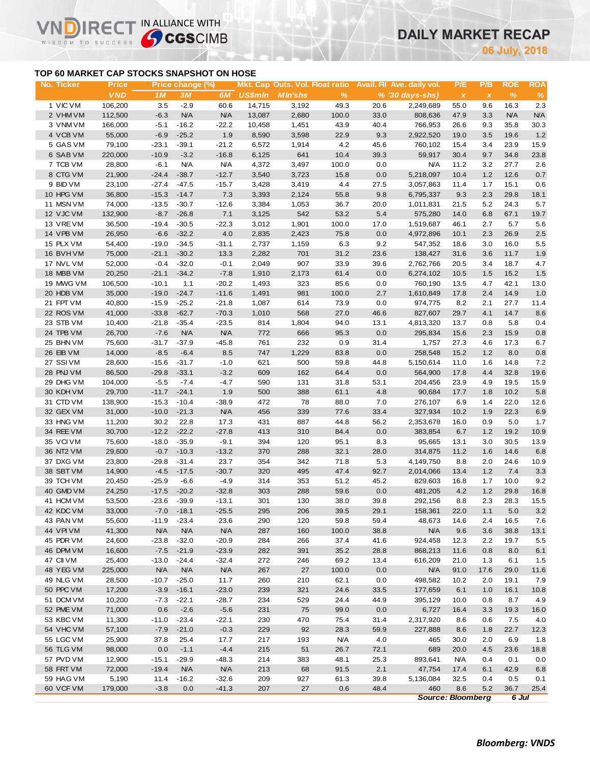# DAILY MARKET RECAP

**06 July, 2018**

## TOP 60 MARKET CAP STOCKS SNAPSHOT ON HOSE

| No. | Ticker | Price | Price change (%) | | | Mkt. Cap | Outs. Vol. | Float ratio | Avail. FII | Ave. daily vol. | P/E | P/B | ROE | ROA |
|---|---|---|---|---|---|---|---|---|---|---|---|---|---|---|
| | | VND | 1M | 3M | 6M | US$mln | Mln'shs | % | % | (30 days-shs) | x | x | % | % |
| 1 | VIC VM | 106,200 | 3.5 | -2.9 | 60.6 | 14,715 | 3,192 | 49.3 | 20.6 | 2,249,689 | 55.0 | 9.6 | 16.3 | 2.3 |
| 2 | VHM VM | 112,500 | -6.3 | N/A | N/A | 13,087 | 2,680 | 100.0 | 33.0 | 808,636 | 47.9 | 3.3 | N/A | N/A |
| 3 | VNM VM | 166,000 | -5.1 | -16.2 | -22.2 | 10,458 | 1,451 | 43.9 | 40.4 | 766,953 | 26.6 | 9.3 | 35.8 | 30.3 |
| 4 | VCB VM | 55,000 | -6.9 | -25.2 | 1.9 | 8,590 | 3,598 | 22.9 | 9.3 | 2,922,520 | 19.0 | 3.5 | 19.6 | 1.2 |
| 5 | GAS VM | 79,100 | -23.1 | -39.1 | -21.2 | 6,572 | 1,914 | 4.2 | 45.6 | 760,102 | 15.4 | 3.4 | 23.9 | 15.9 |
| 6 | SAB VM | 220,000 | -10.9 | -3.2 | -16.8 | 6,125 | 641 | 10.4 | 39.3 | 59,917 | 30.4 | 9.7 | 34.8 | 23.8 |
| 7 | TCB VM | 28,800 | -6.1 | N/A | N/A | 4,372 | 3,497 | 100.0 | 0.0 | N/A | 11.2 | 3.2 | 27.7 | 2.6 |
| 8 | CTG VM | 21,900 | -24.4 | -38.7 | -12.7 | 3,540 | 3,723 | 15.8 | 0.0 | 5,218,097 | 10.4 | 1.2 | 12.6 | 0.7 |
| 9 | BID VM | 23,100 | -27.4 | -47.5 | -15.7 | 3,428 | 3,419 | 4.4 | 27.5 | 3,057,863 | 11.4 | 1.7 | 15.1 | 0.6 |
| 10 | HPG VM | 36,800 | -15.3 | -14.7 | 7.3 | 3,393 | 2,124 | 55.8 | 9.8 | 6,795,337 | 9.3 | 2.3 | 29.8 | 18.1 |
| 11 | MSN VM | 74,000 | -13.5 | -30.7 | -12.6 | 3,384 | 1,053 | 36.7 | 20.0 | 1,011,831 | 21.5 | 5.2 | 24.3 | 5.7 |
| 12 | VJC VM | 132,900 | -8.7 | -26.8 | 7.1 | 3,125 | 542 | 53.2 | 5.4 | 575,280 | 14.0 | 6.8 | 67.1 | 19.7 |
| 13 | VRE VM | 36,500 | -19.4 | -30.5 | -22.3 | 3,012 | 1,901 | 100.0 | 17.0 | 1,519,687 | 46.1 | 2.7 | 5.7 | 5.6 |
| 14 | VPB VM | 26,950 | -6.6 | -32.2 | 4.0 | 2,835 | 2,423 | 75.8 | 0.0 | 4,972,896 | 10.1 | 2.3 | 26.9 | 2.5 |
| 15 | PLX VM | 54,400 | -19.0 | -34.5 | -31.1 | 2,737 | 1,159 | 6.3 | 9.2 | 547,352 | 18.6 | 3.0 | 16.0 | 5.5 |
| 16 | BVH VM | 75,000 | -21.1 | -30.2 | 13.3 | 2,282 | 701 | 31.2 | 23.6 | 138,427 | 31.6 | 3.6 | 11.7 | 1.9 |
| 17 | NVL VM | 52,000 | -0.4 | -32.0 | -0.1 | 2,049 | 907 | 33.9 | 39.6 | 2,762,766 | 20.5 | 3.4 | 18.7 | 4.7 |
| 18 | MBB VM | 20,250 | -21.1 | -34.2 | -7.8 | 1,910 | 2,173 | 61.4 | 0.0 | 6,274,102 | 10.5 | 1.5 | 15.2 | 1.5 |
| 19 | MWG VM | 106,500 | -10.1 | 1.1 | -20.2 | 1,493 | 323 | 85.6 | 0.0 | 760,190 | 13.5 | 4.7 | 42.1 | 13.0 |
| 20 | HDB VM | 35,000 | -19.0 | -24.7 | -11.6 | 1,491 | 981 | 100.0 | 2.7 | 1,610,849 | 17.8 | 2.4 | 14.9 | 1.0 |
| 21 | FPT VM | 40,800 | -15.9 | -25.2 | -21.8 | 1,087 | 614 | 73.9 | 0.0 | 974,775 | 8.2 | 2.1 | 27.7 | 11.4 |
| 22 | ROS VM | 41,000 | -33.8 | -62.7 | -70.3 | 1,010 | 568 | 27.0 | 46.6 | 827,607 | 29.7 | 4.1 | 14.7 | 8.6 |
| 23 | STB VM | 10,400 | -21.8 | -35.4 | -23.5 | 814 | 1,804 | 94.0 | 13.1 | 4,813,320 | 13.7 | 0.8 | 5.8 | 0.4 |
| 24 | TPB VM | 26,700 | -7.6 | N/A | N/A | 772 | 666 | 95.3 | 0.0 | 295,834 | 15.6 | 2.3 | 15.9 | 0.8 |
| 25 | BHN VM | 75,600 | -31.7 | -37.9 | -45.8 | 761 | 232 | 0.9 | 31.4 | 1,757 | 27.3 | 4.6 | 17.3 | 6.7 |
| 26 | EIB VM | 14,000 | -8.5 | -6.4 | 8.5 | 747 | 1,229 | 83.8 | 0.0 | 258,548 | 15.2 | 1.2 | 8.0 | 0.8 |
| 27 | SSI VM | 28,600 | -15.6 | -31.7 | -1.0 | 621 | 500 | 59.8 | 44.8 | 5,150,614 | 11.0 | 1.6 | 14.8 | 7.2 |
| 28 | PNJ VM | 86,500 | -29.8 | -33.1 | -3.2 | 609 | 162 | 64.4 | 0.0 | 564,900 | 17.8 | 4.4 | 32.8 | 19.6 |
| 29 | DHG VM | 104,000 | -5.5 | -7.4 | -4.7 | 590 | 131 | 31.8 | 53.1 | 204,456 | 23.9 | 4.9 | 19.5 | 15.9 |
| 30 | KDH VM | 29,700 | -11.7 | -24.1 | 1.9 | 500 | 388 | 61.1 | 4.8 | 90,684 | 17.7 | 1.8 | 10.2 | 5.8 |
| 31 | CTD VM | 138,900 | -15.3 | -10.4 | -38.9 | 472 | 78 | 88.0 | 7.0 | 276,107 | 6.9 | 1.4 | 22.0 | 12.6 |
| 32 | GEX VM | 31,000 | -10.0 | -21.3 | N/A | 456 | 339 | 77.6 | 33.4 | 327,934 | 10.2 | 1.9 | 22.3 | 6.9 |
| 33 | HNG VM | 11,200 | 30.2 | 22.8 | 17.3 | 431 | 887 | 44.8 | 56.2 | 2,353,678 | 16.0 | 0.9 | 5.0 | 1.7 |
| 34 | REE VM | 30,700 | -12.2 | -22.2 | -27.8 | 413 | 310 | 84.4 | 0.0 | 383,854 | 6.7 | 1.2 | 19.2 | 10.9 |
| 35 | VCI VM | 75,600 | -18.0 | -35.9 | -9.1 | 394 | 120 | 95.1 | 8.3 | 95,665 | 13.1 | 3.0 | 30.5 | 13.9 |
| 36 | NT2 VM | 29,600 | -0.7 | -10.3 | -13.2 | 370 | 288 | 32.1 | 28.0 | 314,875 | 11.2 | 1.6 | 14.6 | 6.8 |
| 37 | DXG VM | 23,800 | -29.8 | -31.4 | 23.7 | 354 | 342 | 71.8 | 5.3 | 4,149,750 | 8.8 | 2.0 | 24.6 | 10.9 |
| 38 | SBT VM | 14,900 | -4.5 | -17.5 | -30.7 | 320 | 495 | 47.4 | 92.7 | 2,014,066 | 13.4 | 1.2 | 7.4 | 3.3 |
| 39 | TCH VM | 20,450 | -25.9 | -6.6 | -4.9 | 314 | 353 | 51.2 | 45.2 | 829,603 | 16.8 | 1.7 | 10.0 | 9.2 |
| 40 | GMD VM | 24,250 | -17.5 | -20.2 | -32.8 | 303 | 288 | 59.6 | 0.0 | 481,205 | 4.2 | 1.2 | 29.8 | 16.8 |
| 41 | HCM VM | 53,500 | -23.6 | -39.9 | -13.1 | 301 | 130 | 38.0 | 39.8 | 292,156 | 8.8 | 2.3 | 28.3 | 15.5 |
| 42 | KDC VM | 33,000 | -7.0 | -18.1 | -25.5 | 295 | 206 | 39.5 | 29.1 | 158,361 | 22.0 | 1.1 | 5.0 | 3.2 |
| 43 | PAN VM | 55,600 | -11.9 | -23.4 | 23.6 | 290 | 120 | 59.8 | 59.4 | 48,673 | 14.6 | 2.4 | 16.5 | 7.6 |
| 44 | VPI VM | 41,300 | N/A | N/A | N/A | 287 | 160 | 100.0 | 38.8 | N/A | 9.6 | 3.6 | 38.8 | 13.1 |
| 45 | PDR VM | 24,600 | -23.8 | -32.0 | -20.9 | 284 | 266 | 37.4 | 41.6 | 924,458 | 12.3 | 2.2 | 19.7 | 5.5 |
| 46 | DPM VM | 16,600 | -7.5 | -21.9 | -23.9 | 282 | 391 | 35.2 | 28.8 | 868,213 | 11.6 | 0.8 | 8.0 | 6.1 |
| 47 | CII VM | 25,400 | -13.0 | -24.4 | -32.4 | 272 | 246 | 69.2 | 13.4 | 616,209 | 21.0 | 1.3 | 6.1 | 1.5 |
| 48 | YEG VM | 225,000 | N/A | N/A | N/A | 267 | 27 | 100.0 | 0.0 | N/A | 91.0 | 17.6 | 29.0 | 11.6 |
| 49 | NLG VM | 28,500 | -10.7 | -25.0 | 11.7 | 260 | 210 | 62.1 | 0.0 | 498,582 | 10.2 | 2.0 | 19.1 | 7.9 |
| 50 | PPC VM | 17,200 | -3.9 | -16.1 | -23.0 | 239 | 321 | 24.6 | 33.5 | 177,659 | 6.1 | 1.0 | 16.1 | 10.8 |
| 51 | DCM VM | 10,200 | -7.3 | -22.1 | -28.7 | 234 | 529 | 24.4 | 44.9 | 395,129 | 10.0 | 0.8 | 8.7 | 4.9 |
| 52 | PME VM | 71,000 | 0.6 | -2.6 | -5.6 | 231 | 75 | 99.0 | 0.0 | 6,727 | 16.4 | 3.3 | 19.3 | 16.0 |
| 53 | KBC VM | 11,300 | -11.0 | -23.4 | -22.1 | 230 | 470 | 75.4 | 31.4 | 2,317,920 | 8.6 | 0.6 | 7.5 | 4.0 |
| 54 | VHC VM | 57,100 | -7.9 | -21.0 | -0.3 | 229 | 92 | 28.3 | 59.9 | 227,888 | 8.6 | 1.8 | 22.7 | 12.3 |
| 55 | LGC VM | 25,900 | 37.8 | 25.4 | 17.7 | 217 | 193 | N/A | 4.0 | 465 | 30.0 | 2.0 | 6.9 | 1.8 |
| 56 | TLG VM | 98,000 | 0.0 | -1.1 | -4.4 | 215 | 51 | 26.7 | 72.1 | 689 | 20.0 | 4.5 | 23.6 | 18.8 |
| 57 | PVD VM | 12,900 | -15.1 | -29.9 | -48.3 | 214 | 383 | 48.1 | 25.3 | 893,641 | N/A | 0.4 | 0.1 | 0.0 |
| 58 | FRT VM | 72,000 | -19.4 | N/A | N/A | 213 | 68 | 91.5 | 2.1 | 47,754 | 17.4 | 6.1 | 42.9 | 6.8 |
| 59 | HAG VM | 5,190 | 11.4 | -16.2 | -32.6 | 209 | 927 | 61.3 | 39.8 | 5,136,084 | 32.5 | 0.4 | 0.5 | 0.1 |
| 60 | VCF VM | 179,000 | -3.8 | 0.0 | -41.3 | 207 | 27 | 0.6 | 48.4 | 460 | 8.6 | 5.2 | 36.7 | 25.4 |

*Source: Bloomberg* *6 Jul*

***Bloomberg: VNDS***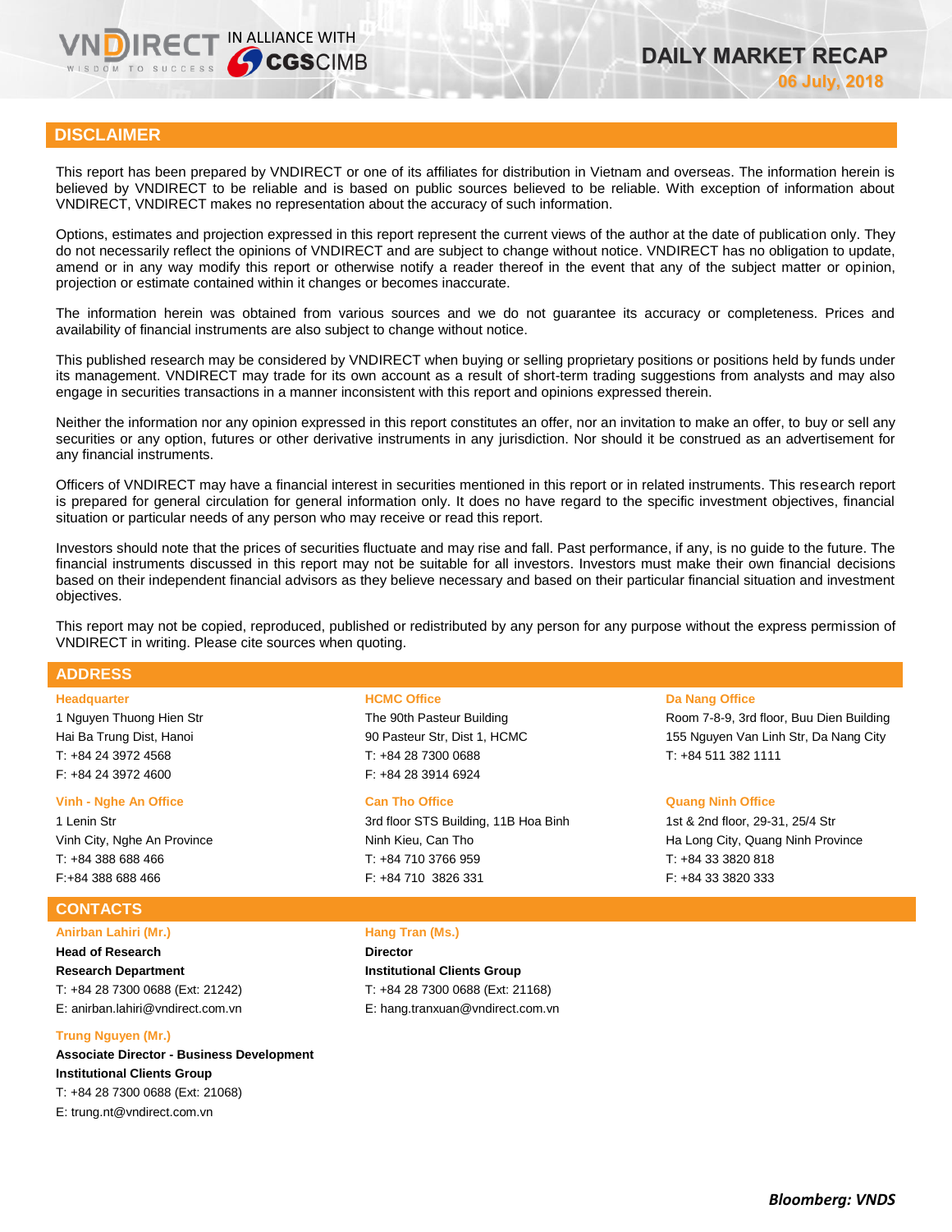# DISCLAIMER

This report has been prepared by VNDIRECT or one of its affiliates for distribution in Vietnam and overseas. The information herein is believed by VNDIRECT to be reliable and is based on public sources believed to be reliable. With exception of information about VNDIRECT, VNDIRECT makes no representation about the accuracy of such information.

Options, estimates and projection expressed in this report represent the current views of the author at the date of publication only. They do not necessarily reflect the opinions of VNDIRECT and are subject to change without notice. VNDIRECT has no obligation to update, amend or in any way modify this report or otherwise notify a reader thereof in the event that any of the subject matter or opinion, projection or estimate contained within it changes or becomes inaccurate.

The information herein was obtained from various sources and we do not guarantee its accuracy or completeness. Prices and availability of financial instruments are also subject to change without notice.

This published research may be considered by VNDIRECT when buying or selling proprietary positions or positions held by funds under its management. VNDIRECT may trade for its own account as a result of short-term trading suggestions from analysts and may also engage in securities transactions in a manner inconsistent with this report and opinions expressed therein.

Neither the information nor any opinion expressed in this report constitutes an offer, nor an invitation to make an offer, to buy or sell any securities or any option, futures or other derivative instruments in any jurisdiction. Nor should it be construed as an advertisement for any financial instruments.

Officers of VNDIRECT may have a financial interest in securities mentioned in this report or in related instruments. This research report is prepared for general circulation for general information only. It does no have regard to the specific investment objectives, financial situation or particular needs of any person who may receive or read this report.

Investors should note that the prices of securities fluctuate and may rise and fall. Past performance, if any, is no guide to the future. The financial instruments discussed in this report may not be suitable for all investors. Investors must make their own financial decisions based on their independent financial advisors as they believe necessary and based on their particular financial situation and investment objectives.

This report may not be copied, reproduced, published or redistributed by any person for any purpose without the express permission of VNDIRECT in writing. Please cite sources when quoting.

# ADDRESS

**Headquarter**
1 Nguyen Thuong Hien Str
Hai Ba Trung Dist, Hanoi
T: +84 24 3972 4568
F: +84 24 3972 4600

**HCMC Office**
The 90th Pasteur Building
90 Pasteur Str, Dist 1, HCMC
T: +84 28 7300 0688
F: +84 28 3914 6924

**Da Nang Office**
Room 7-8-9, 3rd floor, Buu Dien Building
155 Nguyen Van Linh Str, Da Nang City
T: +84 511 382 1111

**Vinh - Nghe An Office**
1 Lenin Str
Vinh City, Nghe An Province
T: +84 388 688 466
F:+84 388 688 466

**Can Tho Office**
3rd floor STS Building, 11B Hoa Binh
Ninh Kieu, Can Tho
T: +84 710 3766 959
F: +84 710 3826 331

**Quang Ninh Office**
1st & 2nd floor, 29-31, 25/4 Str
Ha Long City, Quang Ninh Province
T: +84 33 3820 818
F: +84 33 3820 333

# CONTACTS

**Anirban Lahiri (Mr.)**
**Head of Research**
**Research Department**
T: +84 28 7300 0688 (Ext: 21242)
E: anirban.lahiri@vndirect.com.vn

**Hang Tran (Ms.)**
**Director**
**Institutional Clients Group**
T: +84 28 7300 0688 (Ext: 21168)
E: hang.tranxuan@vndirect.com.vn

**Trung Nguyen (Mr.)**
**Associate Director - Business Development**
**Institutional Clients Group**
T: +84 28 7300 0688 (Ext: 21068)
E: trung.nt@vndirect.com.vn

***Bloomberg: VNDS***